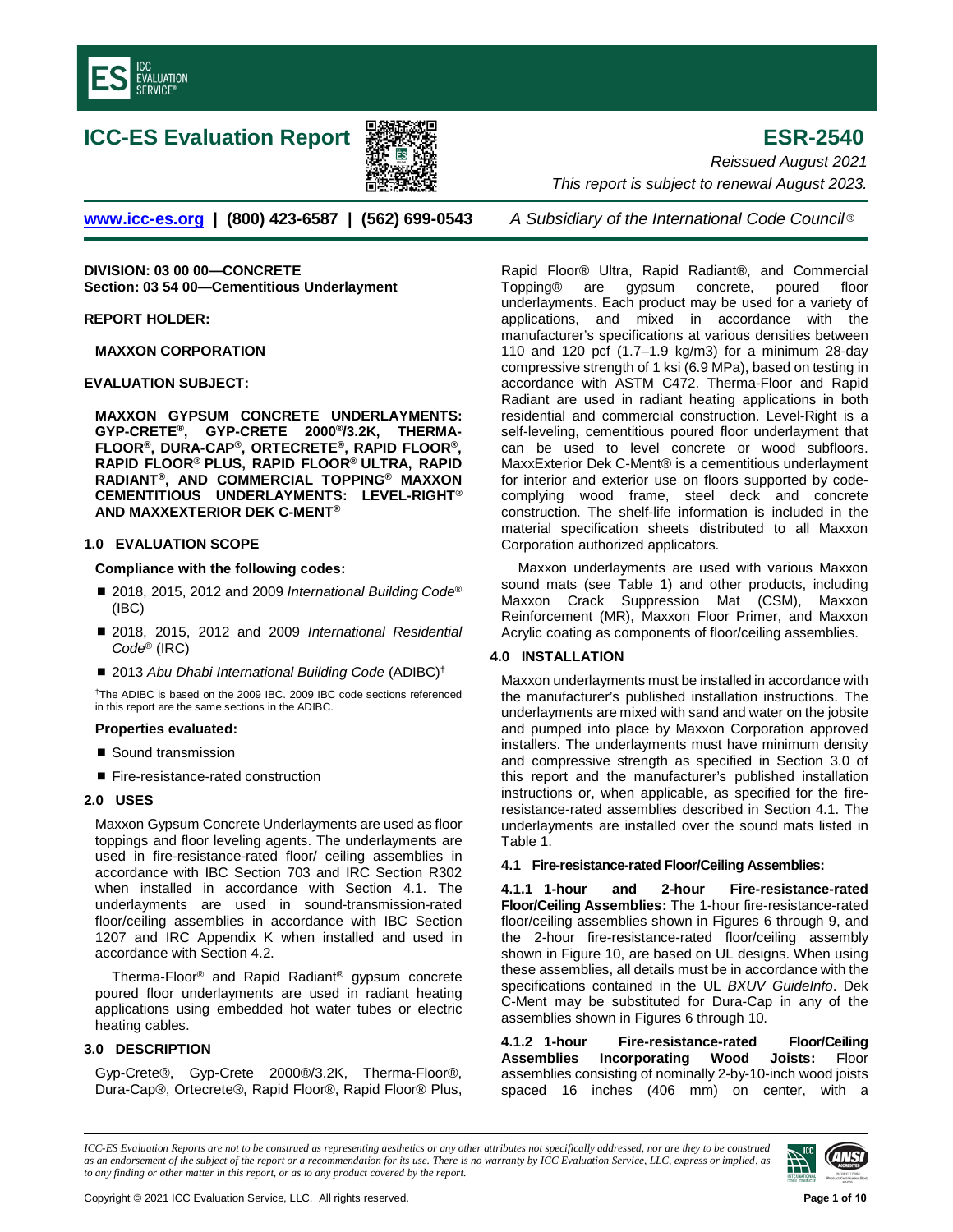# ICC-ES Evaluation Report

# ESR-2540

*Reissued August 2021*

*This report is subject to renewal August 2023.*

www.icc-es.org | (800) 423-6587 | (562) 699-0543 *A Subsidiary of the International Code Council®*

**DIVISION: 03 00 00—CONCRETE**
**Section: 03 54 00—Cementitious Underlayment**

**REPORT HOLDER:**

**MAXXON CORPORATION**

**EVALUATION SUBJECT:**

**MAXXON GYPSUM CONCRETE UNDERLAYMENTS: GYP-CRETE®, GYP-CRETE 2000®/3.2K, THERMA-FLOOR®, DURA-CAP®, ORTECRETE®, RAPID FLOOR®, RAPID FLOOR® PLUS, RAPID FLOOR® ULTRA, RAPID RADIANT®, AND COMMERCIAL TOPPING® MAXXON CEMENTITIOUS UNDERLAYMENTS: LEVEL-RIGHT® AND MAXXEXTERIOR DEK C-MENT®**

## 1.0 EVALUATION SCOPE

**Compliance with the following codes:**

- 2018, 2015, 2012 and 2009 *International Building Code®* (IBC)
- 2018, 2015, 2012 and 2009 *International Residential Code®* (IRC)
- 2013 *Abu Dhabi International Building Code* (ADIBC)†

†The ADIBC is based on the 2009 IBC. 2009 IBC code sections referenced in this report are the same sections in the ADIBC.

**Properties evaluated:**

- Sound transmission
- Fire-resistance-rated construction

## 2.0 USES

Maxxon Gypsum Concrete Underlayments are used as floor toppings and floor leveling agents. The underlayments are used in fire-resistance-rated floor/ ceiling assemblies in accordance with IBC Section 703 and IRC Section R302 when installed in accordance with Section 4.1. The underlayments are used in sound-transmission-rated floor/ceiling assemblies in accordance with IBC Section 1207 and IRC Appendix K when installed and used in accordance with Section 4.2.

Therma-Floor® and Rapid Radiant® gypsum concrete poured floor underlayments are used in radiant heating applications using embedded hot water tubes or electric heating cables.

## 3.0 DESCRIPTION

Gyp-Crete®, Gyp-Crete 2000®/3.2K, Therma-Floor®, Dura-Cap®, Ortecrete®, Rapid Floor®, Rapid Floor® Plus, Rapid Floor® Ultra, Rapid Radiant®, and Commercial Topping® are gypsum concrete, poured floor underlayments. Each product may be used for a variety of applications, and mixed in accordance with the manufacturer's specifications at various densities between 110 and 120 pcf (1.7–1.9 kg/m3) for a minimum 28-day compressive strength of 1 ksi (6.9 MPa), based on testing in accordance with ASTM C472. Therma-Floor and Rapid Radiant are used in radiant heating applications in both residential and commercial construction. Level-Right is a self-leveling, cementitious poured floor underlayment that can be used to level concrete or wood subfloors. MaxxExterior Dek C-Ment® is a cementitious underlayment for interior and exterior use on floors supported by code-complying wood frame, steel deck and concrete construction. The shelf-life information is included in the material specification sheets distributed to all Maxxon Corporation authorized applicators.

Maxxon underlayments are used with various Maxxon sound mats (see Table 1) and other products, including Maxxon Crack Suppression Mat (CSM), Maxxon Reinforcement (MR), Maxxon Floor Primer, and Maxxon Acrylic coating as components of floor/ceiling assemblies.

## 4.0 INSTALLATION

Maxxon underlayments must be installed in accordance with the manufacturer's published installation instructions. The underlayments are mixed with sand and water on the jobsite and pumped into place by Maxxon Corporation approved installers. The underlayments must have minimum density and compressive strength as specified in Section 3.0 of this report and the manufacturer's published installation instructions or, when applicable, as specified for the fire-resistance-rated assemblies described in Section 4.1. The underlayments are installed over the sound mats listed in Table 1.

### 4.1 Fire-resistance-rated Floor/Ceiling Assemblies:

**4.1.1 1-hour and 2-hour Fire-resistance-rated Floor/Ceiling Assemblies:** The 1-hour fire-resistance-rated floor/ceiling assemblies shown in Figures 6 through 9, and the 2-hour fire-resistance-rated floor/ceiling assembly shown in Figure 10, are based on UL designs. When using these assemblies, all details must be in accordance with the specifications contained in the UL *BXUV GuideInfo*. Dek C-Ment may be substituted for Dura-Cap in any of the assemblies shown in Figures 6 through 10.

**4.1.2 1-hour Fire-resistance-rated Floor/Ceiling Assemblies Incorporating Wood Joists:** Floor assemblies consisting of nominally 2-by-10-inch wood joists spaced 16 inches (406 mm) on center, with a

*ICC-ES Evaluation Reports are not to be construed as representing aesthetics or any other attributes not specifically addressed, nor are they to be construed as an endorsement of the subject of the report or a recommendation for its use. There is no warranty by ICC Evaluation Service, LLC, express or implied, as to any finding or other matter in this report, or as to any product covered by the report.*

Copyright © 2021 ICC Evaluation Service, LLC. All rights reserved.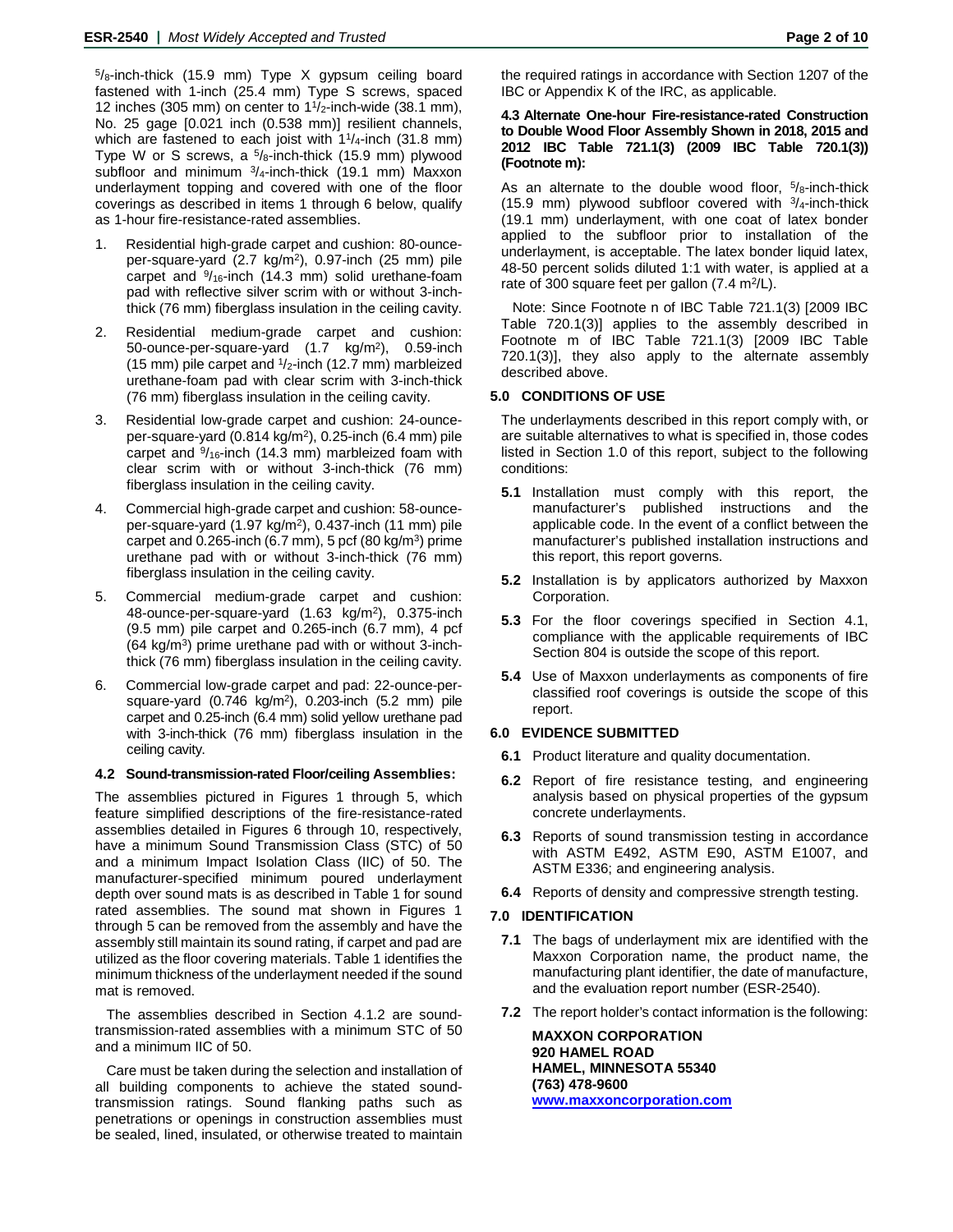$^5/_8$-inch-thick (15.9 mm) Type X gypsum ceiling board fastened with 1-inch (25.4 mm) Type S screws, spaced 12 inches (305 mm) on center to $1^1/_2$-inch-wide (38.1 mm), No. 25 gage [0.021 inch (0.538 mm)] resilient channels, which are fastened to each joist with $1^1/_4$-inch (31.8 mm) Type W or S screws, a $^5/_8$-inch-thick (15.9 mm) plywood subfloor and minimum $^3/_4$-inch-thick (19.1 mm) Maxxon underlayment topping and covered with one of the floor coverings as described in items 1 through 6 below, qualify as 1-hour fire-resistance-rated assemblies.

1. Residential high-grade carpet and cushion: 80-ounce-per-square-yard (2.7 kg/m$^2$), 0.97-inch (25 mm) pile carpet and $^9/_{16}$-inch (14.3 mm) solid urethane-foam pad with reflective silver scrim with or without 3-inch-thick (76 mm) fiberglass insulation in the ceiling cavity.
2. Residential medium-grade carpet and cushion: 50-ounce-per-square-yard (1.7 kg/m$^2$), 0.59-inch (15 mm) pile carpet and $^1/_2$-inch (12.7 mm) marbleized urethane-foam pad with clear scrim with 3-inch-thick (76 mm) fiberglass insulation in the ceiling cavity.
3. Residential low-grade carpet and cushion: 24-ounce-per-square-yard (0.814 kg/m$^2$), 0.25-inch (6.4 mm) pile carpet and $^9/_{16}$-inch (14.3 mm) marbleized foam with clear scrim with or without 3-inch-thick (76 mm) fiberglass insulation in the ceiling cavity.
4. Commercial high-grade carpet and cushion: 58-ounce-per-square-yard (1.97 kg/m$^2$), 0.437-inch (11 mm) pile carpet and 0.265-inch (6.7 mm), 5 pcf (80 kg/m$^3$) prime urethane pad with or without 3-inch-thick (76 mm) fiberglass insulation in the ceiling cavity.
5. Commercial medium-grade carpet and cushion: 48-ounce-per-square-yard (1.63 kg/m$^2$), 0.375-inch (9.5 mm) pile carpet and 0.265-inch (6.7 mm), 4 pcf (64 kg/m$^3$) prime urethane pad with or without 3-inch-thick (76 mm) fiberglass insulation in the ceiling cavity.
6. Commercial low-grade carpet and pad: 22-ounce-per-square-yard (0.746 kg/m$^2$), 0.203-inch (5.2 mm) pile carpet and 0.25-inch (6.4 mm) solid yellow urethane pad with 3-inch-thick (76 mm) fiberglass insulation in the ceiling cavity.

### 4.2 Sound-transmission-rated Floor/ceiling Assemblies:

The assemblies pictured in Figures 1 through 5, which feature simplified descriptions of the fire-resistance-rated assemblies detailed in Figures 6 through 10, respectively, have a minimum Sound Transmission Class (STC) of 50 and a minimum Impact Isolation Class (IIC) of 50. The manufacturer-specified minimum poured underlayment depth over sound mats is as described in Table 1 for sound rated assemblies. The sound mat shown in Figures 1 through 5 can be removed from the assembly and have the assembly still maintain its sound rating, if carpet and pad are utilized as the floor covering materials. Table 1 identifies the minimum thickness of the underlayment needed if the sound mat is removed.

The assemblies described in Section 4.1.2 are sound-transmission-rated assemblies with a minimum STC of 50 and a minimum IIC of 50.

Care must be taken during the selection and installation of all building components to achieve the stated sound-transmission ratings. Sound flanking paths such as penetrations or openings in construction assemblies must be sealed, lined, insulated, or otherwise treated to maintain the required ratings in accordance with Section 1207 of the IBC or Appendix K of the IRC, as applicable.

### 4.3 Alternate One-hour Fire-resistance-rated Construction to Double Wood Floor Assembly Shown in 2018, 2015 and 2012 IBC Table 721.1(3) (2009 IBC Table 720.1(3)) (Footnote m):

As an alternate to the double wood floor, $^5/_8$-inch-thick (15.9 mm) plywood subfloor covered with $^3/_4$-inch-thick (19.1 mm) underlayment, with one coat of latex bonder applied to the subfloor prior to installation of the underlayment, is acceptable. The latex bonder liquid latex, 48-50 percent solids diluted 1:1 with water, is applied at a rate of 300 square feet per gallon (7.4 m$^2$/L).

Note: Since Footnote n of IBC Table 721.1(3) [2009 IBC Table 720.1(3)] applies to the assembly described in Footnote m of IBC Table 721.1(3) [2009 IBC Table 720.1(3)], they also apply to the alternate assembly described above.

## 5.0 CONDITIONS OF USE

The underlayments described in this report comply with, or are suitable alternatives to what is specified in, those codes listed in Section 1.0 of this report, subject to the following conditions:

**5.1** Installation must comply with this report, the manufacturer's published instructions and the applicable code. In the event of a conflict between the manufacturer's published installation instructions and this report, this report governs.

**5.2** Installation is by applicators authorized by Maxxon Corporation.

**5.3** For the floor coverings specified in Section 4.1, compliance with the applicable requirements of IBC Section 804 is outside the scope of this report.

**5.4** Use of Maxxon underlayments as components of fire classified roof coverings is outside the scope of this report.

## 6.0 EVIDENCE SUBMITTED

**6.1** Product literature and quality documentation.

**6.2** Report of fire resistance testing, and engineering analysis based on physical properties of the gypsum concrete underlayments.

**6.3** Reports of sound transmission testing in accordance with ASTM E492, ASTM E90, ASTM E1007, and ASTM E336; and engineering analysis.

**6.4** Reports of density and compressive strength testing.

## 7.0 IDENTIFICATION

**7.1** The bags of underlayment mix are identified with the Maxxon Corporation name, the product name, the manufacturing plant identifier, the date of manufacture, and the evaluation report number (ESR-2540).

**7.2** The report holder's contact information is the following:

**MAXXON CORPORATION**
**920 HAMEL ROAD**
**HAMEL, MINNESOTA 55340**
**(763) 478-9600**
**www.maxxoncorporation.com**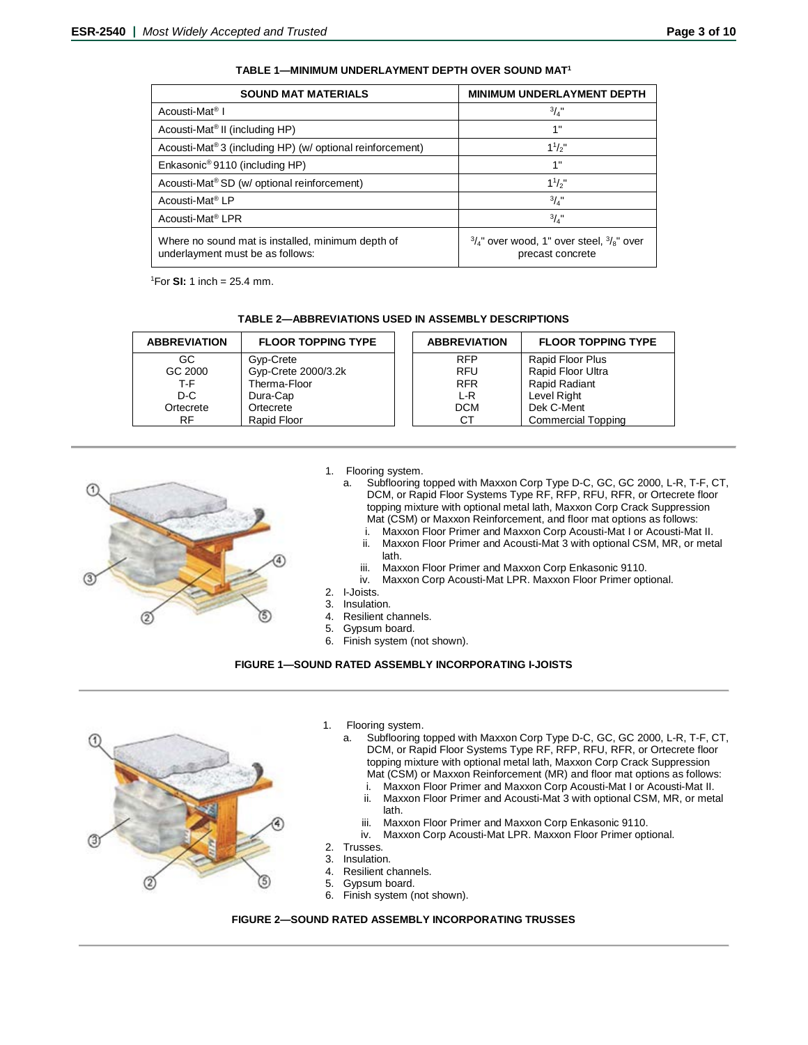**TABLE 1—MINIMUM UNDERLAYMENT DEPTH OVER SOUND MAT[1]**

| SOUND MAT MATERIALS | MINIMUM UNDERLAYMENT DEPTH |
|---|---|
| Acousti-Mat® I | $^3/_4$" |
| Acousti-Mat® II (including HP) | 1" |
| Acousti-Mat® 3 (including HP) (w/ optional reinforcement) | $1^1/_2$" |
| Enkasonic® 9110 (including HP) | 1" |
| Acousti-Mat® SD (w/ optional reinforcement) | $1^1/_2$" |
| Acousti-Mat® LP | $^3/_4$" |
| Acousti-Mat® LPR | $^3/_4$" |
| Where no sound mat is installed, minimum depth of underlayment must be as follows: | $^3/_4$" over wood, 1" over steel, $^3/_8$" over precast concrete |

[1]For **SI:** 1 inch = 25.4 mm.

**TABLE 2—ABBREVIATIONS USED IN ASSEMBLY DESCRIPTIONS**

| ABBREVIATION | FLOOR TOPPING TYPE | ABBREVIATION | FLOOR TOPPING TYPE |
|---|---|---|---|
| GC | Gyp-Crete | RFP | Rapid Floor Plus |
| GC 2000 | Gyp-Crete 2000/3.2k | RFU | Rapid Floor Ultra |
| T-F | Therma-Floor | RFR | Rapid Radiant |
| D-C | Dura-Cap | L-R | Level Right |
| Ortecrete | Ortecrete | DCM | Dek C-Ment |
| RF | Rapid Floor | CT | Commercial Topping |

1. Flooring system.
   a. Subflooring topped with Maxxon Corp Type D-C, GC, GC 2000, L-R, T-F, CT, DCM, or Rapid Floor Systems Type RF, RFP, RFU, RFR, or Ortecrete floor topping mixture with optional metal lath, Maxxon Corp Crack Suppression Mat (CSM) or Maxxon Reinforcement, and floor mat options as follows:
      i. Maxxon Floor Primer and Maxxon Corp Acousti-Mat I or Acousti-Mat II.
      ii. Maxxon Floor Primer and Acousti-Mat 3 with optional CSM, MR, or metal lath.
      iii. Maxxon Floor Primer and Maxxon Corp Enkasonic 9110.
      iv. Maxxon Corp Acousti-Mat LPR. Maxxon Floor Primer optional.
2. I-Joists.
3. Insulation.
4. Resilient channels.
5. Gypsum board.
6. Finish system (not shown).

**FIGURE 1—SOUND RATED ASSEMBLY INCORPORATING I-JOISTS**

1. Flooring system.
   a. Subflooring topped with Maxxon Corp Type D-C, GC, GC 2000, L-R, T-F, CT, DCM, or Rapid Floor Systems Type RF, RFP, RFU, RFR, or Ortecrete floor topping mixture with optional metal lath, Maxxon Corp Crack Suppression Mat (CSM) or Maxxon Reinforcement (MR) and floor mat options as follows:
      i. Maxxon Floor Primer and Maxxon Corp Acousti-Mat I or Acousti-Mat II.
      ii. Maxxon Floor Primer and Acousti-Mat 3 with optional CSM, MR, or metal lath.
      iii. Maxxon Floor Primer and Maxxon Corp Enkasonic 9110.
      iv. Maxxon Corp Acousti-Mat LPR. Maxxon Floor Primer optional.
2. Trusses.
3. Insulation.
4. Resilient channels.
5. Gypsum board.
6. Finish system (not shown).

**FIGURE 2—SOUND RATED ASSEMBLY INCORPORATING TRUSSES**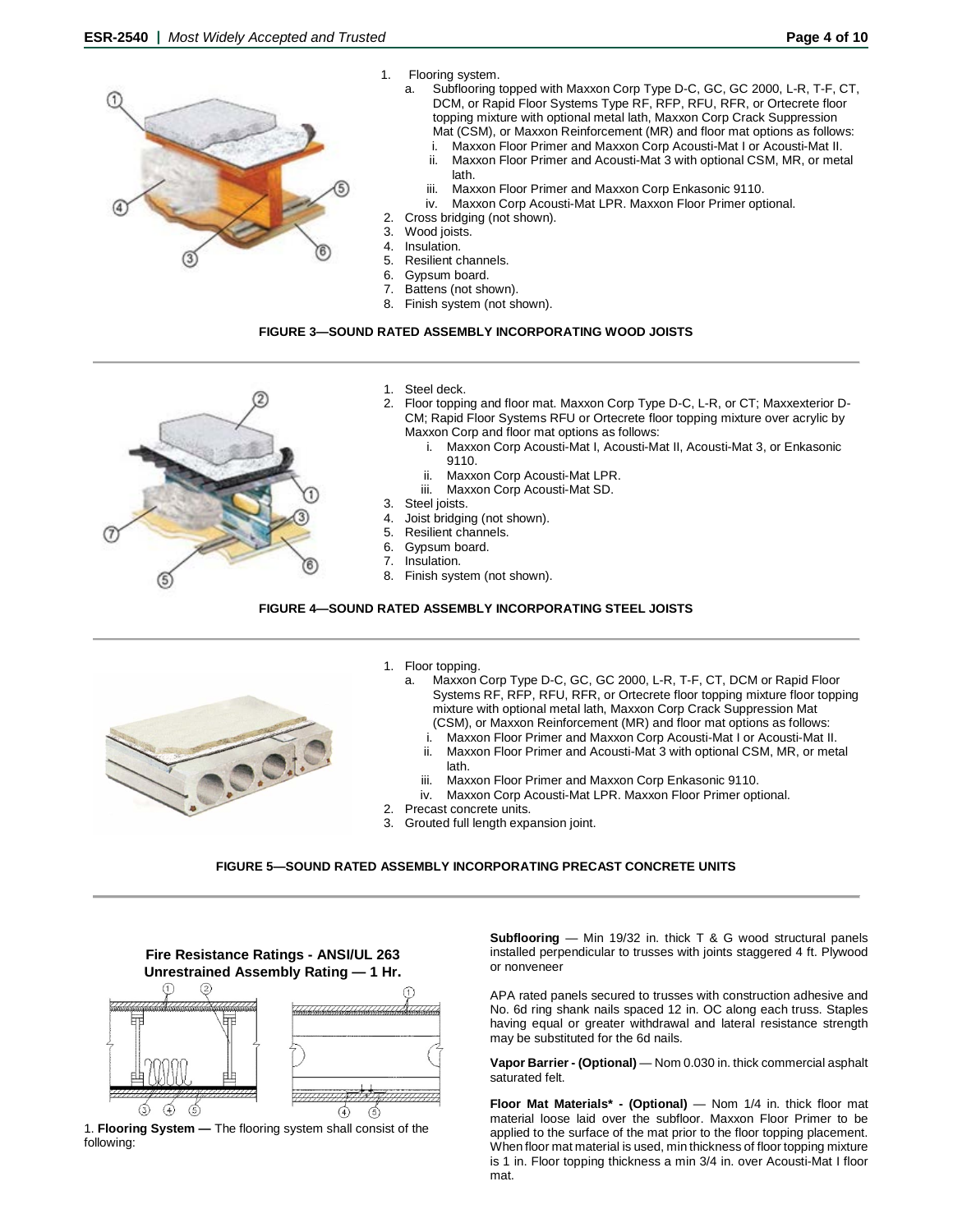1. Flooring system.
   a. Subflooring topped with Maxxon Corp Type D-C, GC, GC 2000, L-R, T-F, CT, DCM, or Rapid Floor Systems Type RF, RFP, RFU, RFR, or Ortecrete floor topping mixture with optional metal lath, Maxxon Corp Crack Suppression Mat (CSM), or Maxxon Reinforcement (MR) and floor mat options as follows:
      i. Maxxon Floor Primer and Maxxon Corp Acousti-Mat I or Acousti-Mat II.
      ii. Maxxon Floor Primer and Acousti-Mat 3 with optional CSM, MR, or metal lath.
      iii. Maxxon Floor Primer and Maxxon Corp Enkasonic 9110.
      iv. Maxxon Corp Acousti-Mat LPR. Maxxon Floor Primer optional.
2. Cross bridging (not shown).
3. Wood joists.
4. Insulation.
5. Resilient channels.
6. Gypsum board.
7. Battens (not shown).
8. Finish system (not shown).

**FIGURE 3—SOUND RATED ASSEMBLY INCORPORATING WOOD JOISTS**

1. Steel deck.
2. Floor topping and floor mat. Maxxon Corp Type D-C, L-R, or CT; Maxxexterior D-CM; Rapid Floor Systems RFU or Ortecrete floor topping mixture over acrylic by Maxxon Corp and floor mat options as follows:
   i. Maxxon Corp Acousti-Mat I, Acousti-Mat II, Acousti-Mat 3, or Enkasonic 9110.
   ii. Maxxon Corp Acousti-Mat LPR.
   iii. Maxxon Corp Acousti-Mat SD.
3. Steel joists.
4. Joist bridging (not shown).
5. Resilient channels.
6. Gypsum board.
7. Insulation.
8. Finish system (not shown).

**FIGURE 4—SOUND RATED ASSEMBLY INCORPORATING STEEL JOISTS**

1. Floor topping.
   a. Maxxon Corp Type D-C, GC, GC 2000, L-R, T-F, CT, DCM or Rapid Floor Systems RF, RFP, RFU, RFR, or Ortecrete floor topping mixture with optional metal lath, Maxxon Corp Crack Suppression Mat (CSM), or Maxxon Reinforcement (MR) and floor mat options as follows:
      i. Maxxon Floor Primer and Maxxon Corp Acousti-Mat I or Acousti-Mat II.
      ii. Maxxon Floor Primer and Acousti-Mat 3 with optional CSM, MR, or metal lath.
      iii. Maxxon Floor Primer and Maxxon Corp Enkasonic 9110.
      iv. Maxxon Corp Acousti-Mat LPR. Maxxon Floor Primer optional.
2. Precast concrete units.
3. Grouted full length expansion joint.

**FIGURE 5—SOUND RATED ASSEMBLY INCORPORATING PRECAST CONCRETE UNITS**

**Fire Resistance Ratings - ANSI/UL 263**
**Unrestrained Assembly Rating — 1 Hr.**

1. **Flooring System —** The flooring system shall consist of the following:

**Subflooring** — Min 19/32 in. thick T & G wood structural panels installed perpendicular to trusses with joints staggered 4 ft. Plywood or nonveneer

APA rated panels secured to trusses with construction adhesive and No. 6d ring shank nails spaced 12 in. OC along each truss. Staples having equal or greater withdrawal and lateral resistance strength may be substituted for the 6d nails.

**Vapor Barrier - (Optional)** — Nom 0.030 in. thick commercial asphalt saturated felt.

**Floor Mat Materials* - (Optional)** — Nom 1/4 in. thick floor mat material loose laid over the subfloor. Maxxon Floor Primer to be applied to the surface of the mat prior to the floor topping placement. When floor mat material is used, min thickness of floor topping mixture is 1 in. Floor topping thickness a min 3/4 in. over Acousti-Mat I floor mat.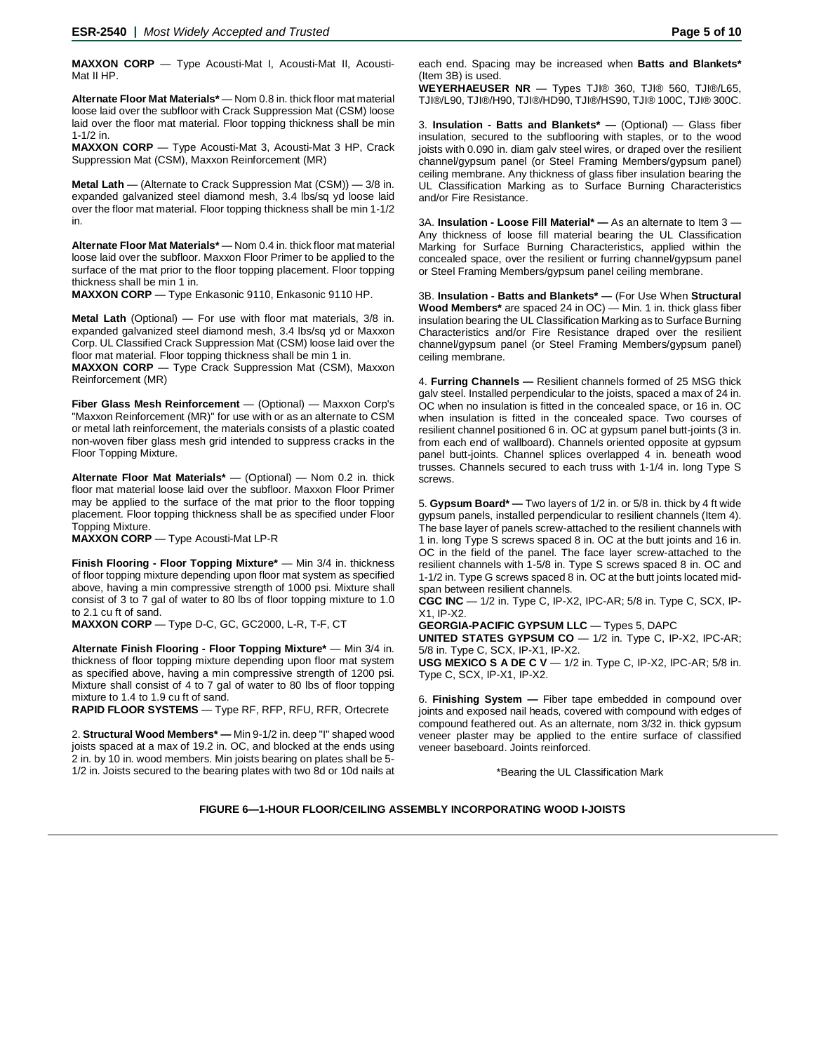**MAXXON CORP** — Type Acousti-Mat I, Acousti-Mat II, Acousti-Mat II HP.

**Alternate Floor Mat Materials*** — Nom 0.8 in. thick floor mat material loose laid over the subfloor with Crack Suppression Mat (CSM) loose laid over the floor mat material. Floor topping thickness shall be min 1-1/2 in.
**MAXXON CORP** — Type Acousti-Mat 3, Acousti-Mat 3 HP, Crack Suppression Mat (CSM), Maxxon Reinforcement (MR)

**Metal Lath** — (Alternate to Crack Suppression Mat (CSM)) — 3/8 in. expanded galvanized steel diamond mesh, 3.4 lbs/sq yd loose laid over the floor mat material. Floor topping thickness shall be min 1-1/2 in.

**Alternate Floor Mat Materials*** — Nom 0.4 in. thick floor mat material loose laid over the subfloor. Maxxon Floor Primer to be applied to the surface of the mat prior to the floor topping placement. Floor topping thickness shall be min 1 in.
**MAXXON CORP** — Type Enkasonic 9110, Enkasonic 9110 HP.

**Metal Lath** (Optional) — For use with floor mat materials, 3/8 in. expanded galvanized steel diamond mesh, 3.4 lbs/sq yd or Maxxon Corp. UL Classified Crack Suppression Mat (CSM) loose laid over the floor mat material. Floor topping thickness shall be min 1 in.
**MAXXON CORP** — Type Crack Suppression Mat (CSM), Maxxon Reinforcement (MR)

**Fiber Glass Mesh Reinforcement** — (Optional) — Maxxon Corp's "Maxxon Reinforcement (MR)" for use with or as an alternate to CSM or metal lath reinforcement, the materials consists of a plastic coated non-woven fiber glass mesh grid intended to suppress cracks in the Floor Topping Mixture.

**Alternate Floor Mat Materials*** — (Optional) — Nom 0.2 in. thick floor mat material loose laid over the subfloor. Maxxon Floor Primer may be applied to the surface of the mat prior to the floor topping placement. Floor topping thickness shall be as specified under Floor Topping Mixture.
**MAXXON CORP** — Type Acousti-Mat LP-R

**Finish Flooring - Floor Topping Mixture*** — Min 3/4 in. thickness of floor topping mixture depending upon floor mat system as specified above, having a min compressive strength of 1000 psi. Mixture shall consist of 3 to 7 gal of water to 80 lbs of floor topping mixture to 1.0 to 2.1 cu ft of sand.
**MAXXON CORP** — Type D-C, GC, GC2000, L-R, T-F, CT

**Alternate Finish Flooring - Floor Topping Mixture*** — Min 3/4 in. thickness of floor topping mixture depending upon floor mat system as specified above, having a min compressive strength of 1200 psi. Mixture shall consist of 4 to 7 gal of water to 80 lbs of floor topping mixture to 1.4 to 1.9 cu ft of sand.
**RAPID FLOOR SYSTEMS** — Type RF, RFP, RFU, RFR, Ortecrete

2. **Structural Wood Members*** — Min 9-1/2 in. deep "I" shaped wood joists spaced at a max of 19.2 in. OC, and blocked at the ends using 2 in. by 10 in. wood members. Min joists bearing on plates shall be 5-1/2 in. Joists secured to the bearing plates with two 8d or 10d nails at each end. Spacing may be increased when **Batts and Blankets*** (Item 3B) is used.
**WEYERHAEUSER NR** — Types TJI® 360, TJI® 560, TJI®/L65, TJI®/L90, TJI®/H90, TJI®/HD90, TJI®/HS90, TJI® 100C, TJI® 300C.

3. **Insulation - Batts and Blankets*** — (Optional) — Glass fiber insulation, secured to the subflooring with staples, or to the wood joists with 0.090 in. diam galv steel wires, or draped over the resilient channel/gypsum panel (or Steel Framing Members/gypsum panel) ceiling membrane. Any thickness of glass fiber insulation bearing the UL Classification Marking as to Surface Burning Characteristics and/or Fire Resistance.

3A. **Insulation - Loose Fill Material*** — As an alternate to Item 3 — Any thickness of loose fill material bearing the UL Classification Marking for Surface Burning Characteristics, applied within the concealed space, over the resilient or furring channel/gypsum panel or Steel Framing Members/gypsum panel ceiling membrane.

3B. **Insulation - Batts and Blankets*** — (For Use When **Structural Wood Members*** are spaced 24 in OC) — Min. 1 in. thick glass fiber insulation bearing the UL Classification Marking as to Surface Burning Characteristics and/or Fire Resistance draped over the resilient channel/gypsum panel (or Steel Framing Members/gypsum panel) ceiling membrane.

4. **Furring Channels** — Resilient channels formed of 25 MSG thick galv steel. Installed perpendicular to the joists, spaced a max of 24 in. OC when no insulation is fitted in the concealed space, or 16 in. OC when insulation is fitted in the concealed space. Two courses of resilient channel positioned 6 in. OC at gypsum panel butt-joints (3 in. from each end of wallboard). Channels oriented opposite at gypsum panel butt-joints. Channel splices overlapped 4 in. beneath wood trusses. Channels secured to each truss with 1-1/4 in. long Type S screws.

5. **Gypsum Board*** — Two layers of 1/2 in. or 5/8 in. thick by 4 ft wide gypsum panels, installed perpendicular to resilient channels (Item 4). The base layer of panels screw-attached to the resilient channels with 1 in. long Type S screws spaced 8 in. OC at the butt joints and 16 in. OC in the field of the panel. The face layer screw-attached to the resilient channels with 1-5/8 in. Type S screws spaced 8 in. OC and 1-1/2 in. Type G screws spaced 8 in. OC at the butt joints located mid-span between resilient channels.
**CGC INC** — 1/2 in. Type C, IP-X2, IPC-AR; 5/8 in. Type C, SCX, IP-X1, IP-X2.
**GEORGIA-PACIFIC GYPSUM LLC** — Types 5, DAPC
**UNITED STATES GYPSUM CO** — 1/2 in. Type C, IP-X2, IPC-AR; 5/8 in. Type C, SCX, IP-X1, IP-X2.
**USG MEXICO S A DE C V** — 1/2 in. Type C, IP-X2, IPC-AR; 5/8 in. Type C, SCX, IP-X1, IP-X2.

6. **Finishing System** — Fiber tape embedded in compound over joists and exposed nail heads, covered with compound with edges of compound feathered out. As an alternate, nom 3/32 in. thick gypsum veneer plaster may be applied to the entire surface of classified veneer baseboard. Joints reinforced.

*Bearing the UL Classification Mark

**FIGURE 6—1-HOUR FLOOR/CEILING ASSEMBLY INCORPORATING WOOD I-JOISTS**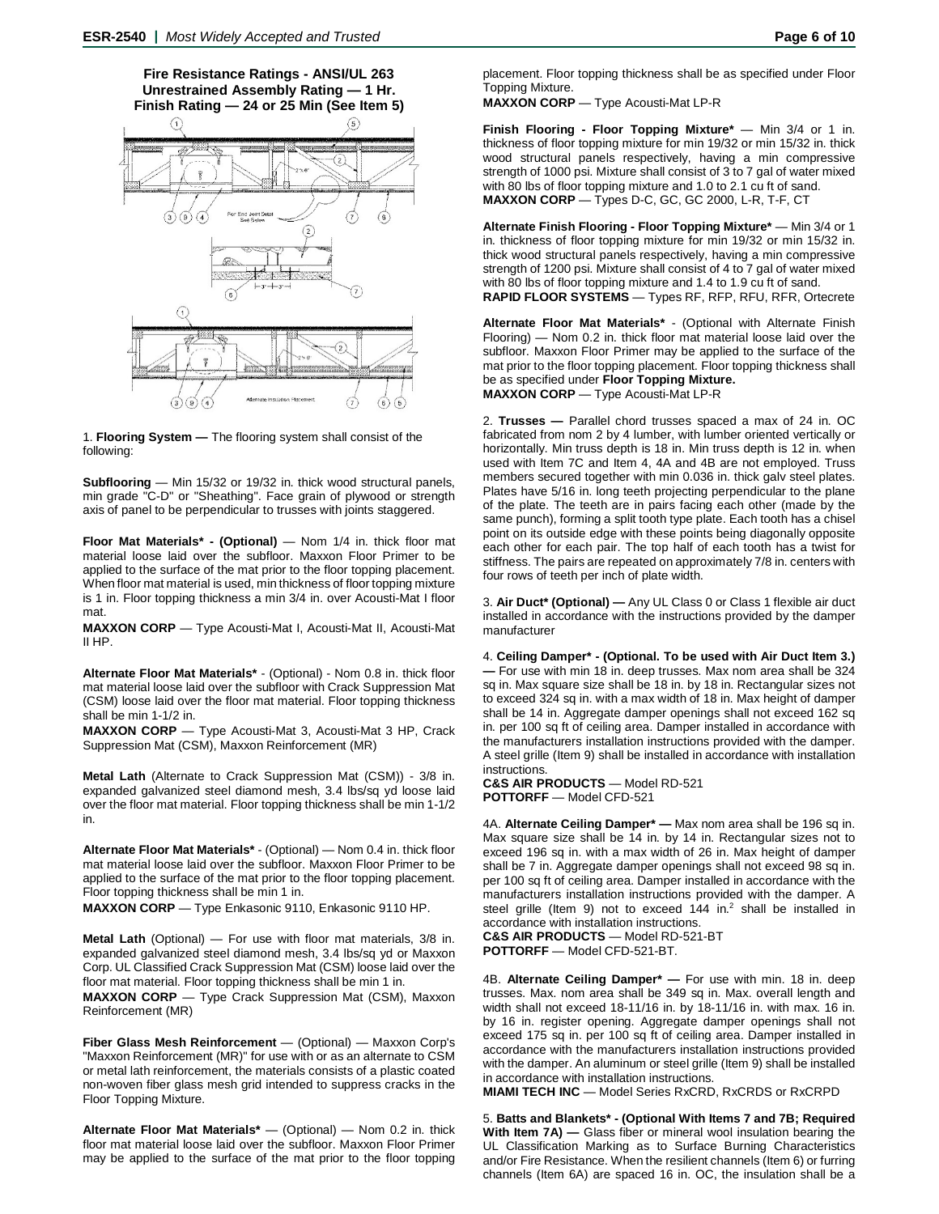### Fire Resistance Ratings - ANSI/UL 263
### Unrestrained Assembly Rating — 1 Hr.
### Finish Rating — 24 or 25 Min (See Item 5)

1. **Flooring System —** The flooring system shall consist of the following:

**Subflooring** — Min 15/32 or 19/32 in. thick wood structural panels, min grade "C-D" or "Sheathing". Face grain of plywood or strength axis of panel to be perpendicular to trusses with joints staggered.

**Floor Mat Materials\* - (Optional)** — Nom 1/4 in. thick floor mat material loose laid over the subfloor. Maxxon Floor Primer to be applied to the surface of the mat prior to the floor topping placement. When floor mat material is used, min thickness of floor topping mixture is 1 in. Floor topping thickness a min 3/4 in. over Acousti-Mat I floor mat.
**MAXXON CORP** — Type Acousti-Mat I, Acousti-Mat II, Acousti-Mat II HP.

**Alternate Floor Mat Materials\*** - (Optional) - Nom 0.8 in. thick floor mat material loose laid over the subfloor with Crack Suppression Mat (CSM) loose laid over the floor mat material. Floor topping thickness shall be min 1-1/2 in.
**MAXXON CORP** — Type Acousti-Mat 3, Acousti-Mat 3 HP, Crack Suppression Mat (CSM), Maxxon Reinforcement (MR)

**Metal Lath** (Alternate to Crack Suppression Mat (CSM)) - 3/8 in. expanded galvanized steel diamond mesh, 3.4 lbs/sq yd loose laid over the floor mat material. Floor topping thickness shall be min 1-1/2 in.

**Alternate Floor Mat Materials\*** - (Optional) — Nom 0.4 in. thick floor mat material loose laid over the subfloor. Maxxon Floor Primer to be applied to the surface of the mat prior to the floor topping placement. Floor topping thickness shall be min 1 in.
**MAXXON CORP** — Type Enkasonic 9110, Enkasonic 9110 HP.

**Metal Lath** (Optional) — For use with floor mat materials, 3/8 in. expanded galvanized steel diamond mesh, 3.4 lbs/sq yd or Maxxon Corp. UL Classified Crack Suppression Mat (CSM) loose laid over the floor mat material. Floor topping thickness shall be min 1 in.
**MAXXON CORP** — Type Crack Suppression Mat (CSM), Maxxon Reinforcement (MR)

**Fiber Glass Mesh Reinforcement** — (Optional) — Maxxon Corp's "Maxxon Reinforcement (MR)" for use with or as an alternate to CSM or metal lath reinforcement, the materials consists of a plastic coated non-woven fiber glass mesh grid intended to suppress cracks in the Floor Topping Mixture.

**Alternate Floor Mat Materials\*** — (Optional) — Nom 0.2 in. thick floor mat material loose laid over the subfloor. Maxxon Floor Primer may be applied to the surface of the mat prior to the floor topping placement. Floor topping thickness shall be as specified under Floor Topping Mixture.
**MAXXON CORP** — Type Acousti-Mat LP-R

**Finish Flooring - Floor Topping Mixture\*** — Min 3/4 or 1 in. thickness of floor topping mixture for min 19/32 or min 15/32 in. thick wood structural panels respectively, having a min compressive strength of 1000 psi. Mixture shall consist of 3 to 7 gal of water mixed with 80 lbs of floor topping mixture and 1.0 to 2.1 cu ft of sand.
**MAXXON CORP** — Types D-C, GC, GC 2000, L-R, T-F, CT

**Alternate Finish Flooring - Floor Topping Mixture\*** — Min 3/4 or 1 in. thickness of floor topping mixture for min 19/32 or min 15/32 in. thick wood structural panels respectively, having a min compressive strength of 1200 psi. Mixture shall consist of 4 to 7 gal of water mixed with 80 lbs of floor topping mixture and 1.4 to 1.9 cu ft of sand.
**RAPID FLOOR SYSTEMS** — Types RF, RFP, RFU, RFR, Ortecrete

**Alternate Floor Mat Materials\*** - (Optional with Alternate Finish Flooring) — Nom 0.2 in. thick floor mat material loose laid over the subfloor. Maxxon Floor Primer may be applied to the surface of the mat prior to the floor topping placement. Floor topping thickness shall be as specified under **Floor Topping Mixture.**
**MAXXON CORP** — Type Acousti-Mat LP-R

2. **Trusses —** Parallel chord trusses spaced a max of 24 in. OC fabricated from nom 2 by 4 lumber, with lumber oriented vertically or horizontally. Min truss depth is 18 in. Min truss depth is 12 in. when used with Item 7C and Item 4, 4A and 4B are not employed. Truss members secured together with min 0.036 in. thick galv steel plates. Plates have 5/16 in. long teeth projecting perpendicular to the plane of the plate. The teeth are in pairs facing each other (made by the same punch), forming a split tooth type plate. Each tooth has a chisel point on its outside edge with these points being diagonally opposite each other for each pair. The top half of each tooth has a twist for stiffness. The pairs are repeated on approximately 7/8 in. centers with four rows of teeth per inch of plate width.

3. **Air Duct\* (Optional) —** Any UL Class 0 or Class 1 flexible air duct installed in accordance with the instructions provided by the damper manufacturer

4. **Ceiling Damper\* - (Optional. To be used with Air Duct Item 3.) —** For use with min 18 in. deep trusses. Max nom area shall be 324 sq in. Max square size shall be 18 in. by 18 in. Rectangular sizes not to exceed 324 sq in. with a max width of 18 in. Max height of damper shall be 14 in. Aggregate damper openings shall not exceed 162 sq in. per 100 sq ft of ceiling area. Damper installed in accordance with the manufacturers installation instructions provided with the damper. A steel grille (Item 9) shall be installed in accordance with installation instructions.
**C&S AIR PRODUCTS** — Model RD-521
**POTTORFF** — Model CFD-521

4A. **Alternate Ceiling Damper\* —** Max nom area shall be 196 sq in. Max square size shall be 14 in. by 14 in. Rectangular sizes not to exceed 196 sq in. with a max width of 26 in. Max height of damper shall be 7 in. Aggregate damper openings shall not exceed 98 sq in. per 100 sq ft of ceiling area. Damper installed in accordance with the manufacturers installation instructions provided with the damper. A steel grille (Item 9) not to exceed 144 in.[2] shall be installed in accordance with installation instructions.
**C&S AIR PRODUCTS** — Model RD-521-BT
**POTTORFF** — Model CFD-521-BT.

4B. **Alternate Ceiling Damper\* —** For use with min. 18 in. deep trusses. Max. nom area shall be 349 sq in. Max. overall length and width shall not exceed 18-11/16 in. by 18-11/16 in. with max. 16 in. by 16 in. register opening. Aggregate damper openings shall not exceed 175 sq in. per 100 sq ft of ceiling area. Damper installed in accordance with the manufacturers installation instructions provided with the damper. An aluminum or steel grille (Item 9) shall be installed in accordance with installation instructions.
**MIAMI TECH INC** — Model Series RxCRD, RxCRDS or RxCRPD

5. **Batts and Blankets\* - (Optional With Items 7 and 7B; Required With Item 7A) —** Glass fiber or mineral wool insulation bearing the UL Classification Marking as to Surface Burning Characteristics and/or Fire Resistance. When the resilient channels (Item 6) or furring channels (Item 6A) are spaced 16 in. OC, the insulation shall be a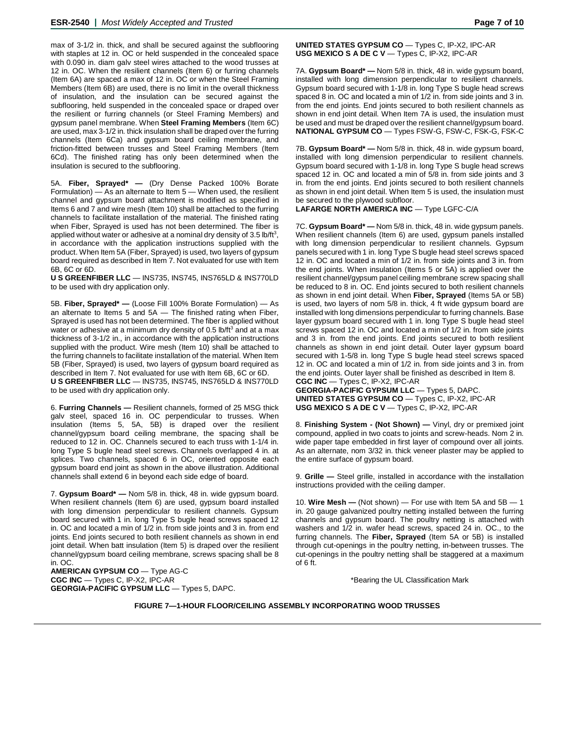max of 3-1/2 in. thick, and shall be secured against the subflooring with staples at 12 in. OC or held suspended in the concealed space with 0.090 in. diam galv steel wires attached to the wood trusses at 12 in. OC. When the resilient channels (Item 6) or furring channels (Item 6A) are spaced a max of 12 in. OC or when the Steel Framing Members (Item 6B) are used, there is no limit in the overall thickness of insulation, and the insulation can be secured against the subflooring, held suspended in the concealed space or draped over the resilient or furring channels (or Steel Framing Members) and gypsum panel membrane. When **Steel Framing Members** (Item 6C) are used, max 3-1/2 in. thick insulation shall be draped over the furring channels (Item 6Ca) and gypsum board ceiling membrane, and friction-fitted between trusses and Steel Framing Members (Item 6Cd). The finished rating has only been determined when the insulation is secured to the subflooring.

5A. **Fiber, Sprayed* —** (Dry Dense Packed 100% Borate Formulation) — As an alternate to Item 5 — When used, the resilient channel and gypsum board attachment is modified as specified in Items 6 and 7 and wire mesh (Item 10) shall be attached to the furring channels to facilitate installation of the material. The finished rating when Fiber, Sprayed is used has not been determined. The fiber is applied without water or adhesive at a nominal dry density of 3.5 lb/ft$^3$, in accordance with the application instructions supplied with the product. When Item 5A (Fiber, Sprayed) is used, two layers of gypsum board required as described in Item 7. Not evaluated for use with Item 6B, 6C or 6D.
**U S GREENFIBER LLC** — INS735, INS745, INS765LD & INS770LD to be used with dry application only.

5B. **Fiber, Sprayed* —** (Loose Fill 100% Borate Formulation) — As an alternate to Items 5 and 5A — The finished rating when Fiber, Sprayed is used has not been determined. The fiber is applied without water or adhesive at a minimum dry density of 0.5 lb/ft$^3$ and at a max thickness of 3-1/2 in., in accordance with the application instructions supplied with the product. Wire mesh (Item 10) shall be attached to the furring channels to facilitate installation of the material. When Item 5B (Fiber, Sprayed) is used, two layers of gypsum board required as described in Item 7. Not evaluated for use with Item 6B, 6C or 6D.
**U S GREENFIBER LLC** — INS735, INS745, INS765LD & INS770LD to be used with dry application only.

6. **Furring Channels —** Resilient channels, formed of 25 MSG thick galv steel, spaced 16 in. OC perpendicular to trusses. When insulation (Items 5, 5A, 5B) is draped over the resilient channel/gypsum board ceiling membrane, the spacing shall be reduced to 12 in. OC. Channels secured to each truss with 1-1/4 in. long Type S bugle head steel screws. Channels overlapped 4 in. at splices. Two channels, spaced 6 in. OC, oriented opposite each gypsum board end joint as shown in the above illustration. Additional channels shall extend 6 in beyond each side edge of board.

7. **Gypsum Board* —** Nom 5/8 in. thick, 48 in. wide gypsum board. When resilient channels (Item 6) are used, gypsum board installed with long dimension perpendicular to resilient channels. Gypsum board secured with 1 in. long Type S bugle head screws spaced 12 in. OC and located a min of 1/2 in. from side joints and 3 in. from end joints. End joints secured to both resilient channels as shown in end joint detail. When batt insulation (Item 5) is draped over the resilient channel/gypsum board ceiling membrane, screws spacing shall be 8 in. OC.
**AMERICAN GYPSUM CO** — Type AG-C
**CGC INC** — Types C, IP-X2, IPC-AR
**GEORGIA-PACIFIC GYPSUM LLC** — Types 5, DAPC.
**UNITED STATES GYPSUM CO** — Types C, IP-X2, IPC-AR
**USG MEXICO S A DE C V** — Types C, IP-X2, IPC-AR

7A. **Gypsum Board* —** Nom 5/8 in. thick, 48 in. wide gypsum board, installed with long dimension perpendicular to resilient channels. Gypsum board secured with 1-1/8 in. long Type S bugle head screws spaced 8 in. OC and located a min of 1/2 in. from side joints and 3 in. from the end joints. End joints secured to both resilient channels as shown in end joint detail. When Item 7A is used, the insulation must be used and must be draped over the resilient channel/gypsum board.
**NATIONAL GYPSUM CO** — Types FSW-G, FSW-C, FSK-G, FSK-C

7B. **Gypsum Board* —** Nom 5/8 in. thick, 48 in. wide gypsum board, installed with long dimension perpendicular to resilient channels. Gypsum board secured with 1-1/8 in. long Type S bugle head screws spaced 12 in. OC and located a min of 5/8 in. from side joints and 3 in. from the end joints. End joints secured to both resilient channels as shown in end joint detail. When Item 5 is used, the insulation must be secured to the plywood subfloor.
**LAFARGE NORTH AMERICA INC** — Type LGFC-C/A

7C. **Gypsum Board* —** Nom 5/8 in. thick, 48 in. wide gypsum panels. When resilient channels (Item 6) are used, gypsum panels installed with long dimension perpendicular to resilient channels. Gypsum panels secured with 1 in. long Type S bugle head steel screws spaced 12 in. OC and located a min of 1/2 in. from side joints and 3 in. from the end joints. When insulation (Items 5 or 5A) is applied over the resilient channel/gypsum panel ceiling membrane screw spacing shall be reduced to 8 in. OC. End joints secured to both resilient channels as shown in end joint detail. When **Fiber, Sprayed** (Items 5A or 5B) is used, two layers of nom 5/8 in. thick, 4 ft wide gypsum board are installed with long dimensions perpendicular to furring channels. Base layer gypsum board secured with 1 in. long Type S bugle head steel screws spaced 12 in. OC and located a min of 1/2 in. from side joints and 3 in. from the end joints. End joints secured to both resilient channels as shown in end joint detail. Outer layer gypsum board secured with 1-5/8 in. long Type S bugle head steel screws spaced 12 in. OC and located a min of 1/2 in. from side joints and 3 in. from the end joints. Outer layer shall be finished as described in Item 8.
**CGC INC** — Types C, IP-X2, IPC-AR
**GEORGIA-PACIFIC GYPSUM LLC** — Types 5, DAPC.
**UNITED STATES GYPSUM CO** — Types C, IP-X2, IPC-AR
**USG MEXICO S A DE C V** — Types C, IP-X2, IPC-AR

8. **Finishing System - (Not Shown) —** Vinyl, dry or premixed joint compound, applied in two coats to joints and screw-heads. Nom 2 in. wide paper tape embedded in first layer of compound over all joints. As an alternate, nom 3/32 in. thick veneer plaster may be applied to the entire surface of gypsum board.

9. **Grille —** Steel grille, installed in accordance with the installation instructions provided with the ceiling damper.

10. **Wire Mesh —** (Not shown) — For use with Item 5A and 5B — 1 in. 20 gauge galvanized poultry netting installed between the furring channels and gypsum board. The poultry netting is attached with washers and 1/2 in. wafer head screws, spaced 24 in. OC., to the furring channels. The **Fiber, Sprayed** (Item 5A or 5B) is installed through cut-openings in the poultry netting, in-between trusses. The cut-openings in the poultry netting shall be staggered at a maximum of 6 ft.

*Bearing the UL Classification Mark

**FIGURE 7—1-HOUR FLOOR/CEILING ASSEMBLY INCORPORATING WOOD TRUSSES**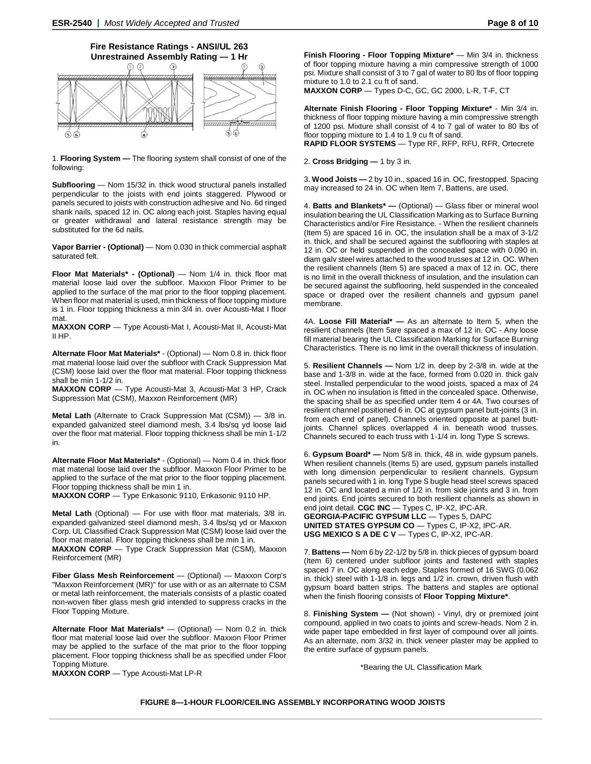## Fire Resistance Ratings - ANSI/UL 263
## Unrestrained Assembly Rating — 1 Hr

1. **Flooring System —** The flooring system shall consist of one of the following:

**Subflooring** — Nom 15/32 in. thick wood structural panels installed perpendicular to the joists with end joints staggered. Plywood or panels secured to joists with construction adhesive and No. 6d ringed shank nails, spaced 12 in. OC along each joist. Staples having equal or greater withdrawal and lateral resistance strength may be substituted for the 6d nails.

**Vapor Barrier - (Optional)** — Nom 0.030 in thick commercial asphalt saturated felt.

**Floor Mat Materials\* - (Optional)** — Nom 1/4 in. thick floor mat material loose laid over the subfloor. Maxxon Floor Primer to be applied to the surface of the mat prior to the floor topping placement. When floor mat material is used, min thickness of floor topping mixture is 1 in. Floor topping thickness a min 3/4 in. over Acousti-Mat I floor mat.
**MAXXON CORP** — Type Acousti-Mat I, Acousti-Mat II, Acousti-Mat II HP.

**Alternate Floor Mat Materials\*** - (Optional) — Nom 0.8 in. thick floor mat material loose laid over the subfloor with Crack Suppression Mat (CSM) loose laid over the floor mat material. Floor topping thickness shall be min 1-1/2 in.
**MAXXON CORP** — Type Acousti-Mat 3, Acousti-Mat 3 HP, Crack Suppression Mat (CSM), Maxxon Reinforcement (MR)

**Metal Lath** (Alternate to Crack Suppression Mat (CSM)) — 3/8 in. expanded galvanized steel diamond mesh, 3.4 lbs/sq yd loose laid over the floor mat material. Floor topping thickness shall be min 1-1/2 in.

**Alternate Floor Mat Materials\*** - (Optional) — Nom 0.4 in. thick floor mat material loose laid over the subfloor. Maxxon Floor Primer to be applied to the surface of the mat prior to the floor topping placement. Floor topping thickness shall be min 1 in.
**MAXXON CORP** — Type Enkasonic 9110, Enkasonic 9110 HP.

**Metal Lath** (Optional) — For use with floor mat materials, 3/8 in. expanded galvanized steel diamond mesh, 3.4 lbs/sq yd or Maxxon Corp. UL Classified Crack Suppression Mat (CSM) loose laid over the floor mat material. Floor topping thickness shall be min 1 in.
**MAXXON CORP** — Type Crack Suppression Mat (CSM), Maxxon Reinforcement (MR)

**Fiber Glass Mesh Reinforcement** — (Optional) — Maxxon Corp's "Maxxon Reinforcement (MR)" for use with or as an alternate to CSM or metal lath reinforcement, the materials consists of a plastic coated non-woven fiber glass mesh grid intended to suppress cracks in the Floor Topping Mixture.

**Alternate Floor Mat Materials\*** — (Optional) — Nom 0.2 in. thick floor mat material loose laid over the subfloor. Maxxon Floor Primer may be applied to the surface of the mat prior to the floor topping placement. Floor topping thickness shall be as specified under Floor Topping Mixture.
**MAXXON CORP** — Type Acousti-Mat LP-R

**Finish Flooring - Floor Topping Mixture\*** — Min 3/4 in. thickness of floor topping mixture having a min compressive strength of 1000 psi. Mixture shall consist of 3 to 7 gal of water to 80 lbs of floor topping mixture to 1.0 to 2.1 cu ft of sand.
**MAXXON CORP** — Types D-C, GC, GC 2000, L-R, T-F, CT

**Alternate Finish Flooring - Floor Topping Mixture\*** - Min 3/4 in. thickness of floor topping mixture having a min compressive strength of 1200 psi. Mixture shall consist of 4 to 7 gal of water to 80 lbs of floor topping mixture to 1.4 to 1.9 cu ft of sand.
**RAPID FLOOR SYSTEMS** — Type RF, RFP, RFU, RFR, Ortecrete

2. **Cross Bridging —** 1 by 3 in.

3. **Wood Joists —** 2 by 10 in., spaced 16 in. OC, firestopped. Spacing may increased to 24 in. OC when Item 7, Battens, are used.

4. **Batts and Blankets\* —** (Optional) — Glass fiber or mineral wool insulation bearing the UL Classification Marking as to Surface Burning Characteristics and/or Fire Resistance. - When the resilient channels (Item 5) are spaced 16 in. OC, the insulation shall be a max of 3-1/2 in. thick, and shall be secured against the subflooring with staples at 12 in. OC or held suspended in the concealed space with 0.090 in. diam galv steel wires attached to the wood trusses at 12 in. OC. When the resilient channels (Item 5) are spaced a max of 12 in. OC, there is no limit in the overall thickness of insulation, and the insulation can be secured against the subflooring, held suspended in the concealed space or draped over the resilient channels and gypsum panel membrane.

4A. **Loose Fill Material\* —** As an alternate to Item 5, when the resilient channels (Item 5are spaced a max of 12 in. OC - Any loose fill material bearing the UL Classification Marking for Surface Burning Characteristics. There is no limit in the overall thickness of insulation.

5. **Resilient Channels —** Nom 1/2 in. deep by 2-3/8 in. wide at the base and 1-3/8 in. wide at the face, formed from 0.020 in. thick galv steel. Installed perpendicular to the wood joists, spaced a max of 24 in. OC when no insulation is fitted in the concealed space. Otherwise, the spacing shall be as specified under Item 4 or 4A. Two courses of resilient channel positioned 6 in. OC at gypsum panel butt-joints (3 in. from each end of panel). Channels oriented opposite at panel butt-joints. Channel splices overlapped 4 in. beneath wood trusses. Channels secured to each truss with 1-1/4 in. long Type S screws.

6. **Gypsum Board\* —** Nom 5/8 in. thick, 48 in. wide gypsum panels. When resilient channels (Items 5) are used, gypsum panels installed with long dimension perpendicular to resilient channels. Gypsum panels secured with 1 in. long Type S bugle head steel screws spaced 12 in. OC and located a min of 1/2 in. from side joints and 3 in. from end joints. End joints secured to both resilient channels as shown in end joint detail. **CGC INC** — Types C, IP-X2, IPC-AR.
**GEORGIA-PACIFIC GYPSUM LLC** — Types 5, DAPC
**UNITED STATES GYPSUM CO** — Types C, IP-X2, IPC-AR.
**USG MEXICO S A DE C V** — Types C, IP-X2, IPC-AR.

7. **Battens —** Nom 6 by 22-1/2 by 5/8 in. thick pieces of gypsum board (Item 6) centered under subfloor joints and fastened with staples spaced 7 in. OC along each edge. Staples formed of 16 SWG (0.062 in. thick) steel with 1-1/8 in. legs and 1/2 in. crown, driven flush with gypsum board batten strips. The battens and staples are optional when the finish flooring consists of **Floor Topping Mixture\***.

8. **Finishing System —** (Not shown) - Vinyl, dry or premixed joint compound, applied in two coats to joints and screw-heads. Nom 2 in. wide paper tape embedded in first layer of compound over all joints. As an alternate, nom 3/32 in. thick veneer plaster may be applied to the entire surface of gypsum panels.

\*Bearing the UL Classification Mark

**FIGURE 8—1-HOUR FLOOR/CEILING ASSEMBLY INCORPORATING WOOD JOISTS**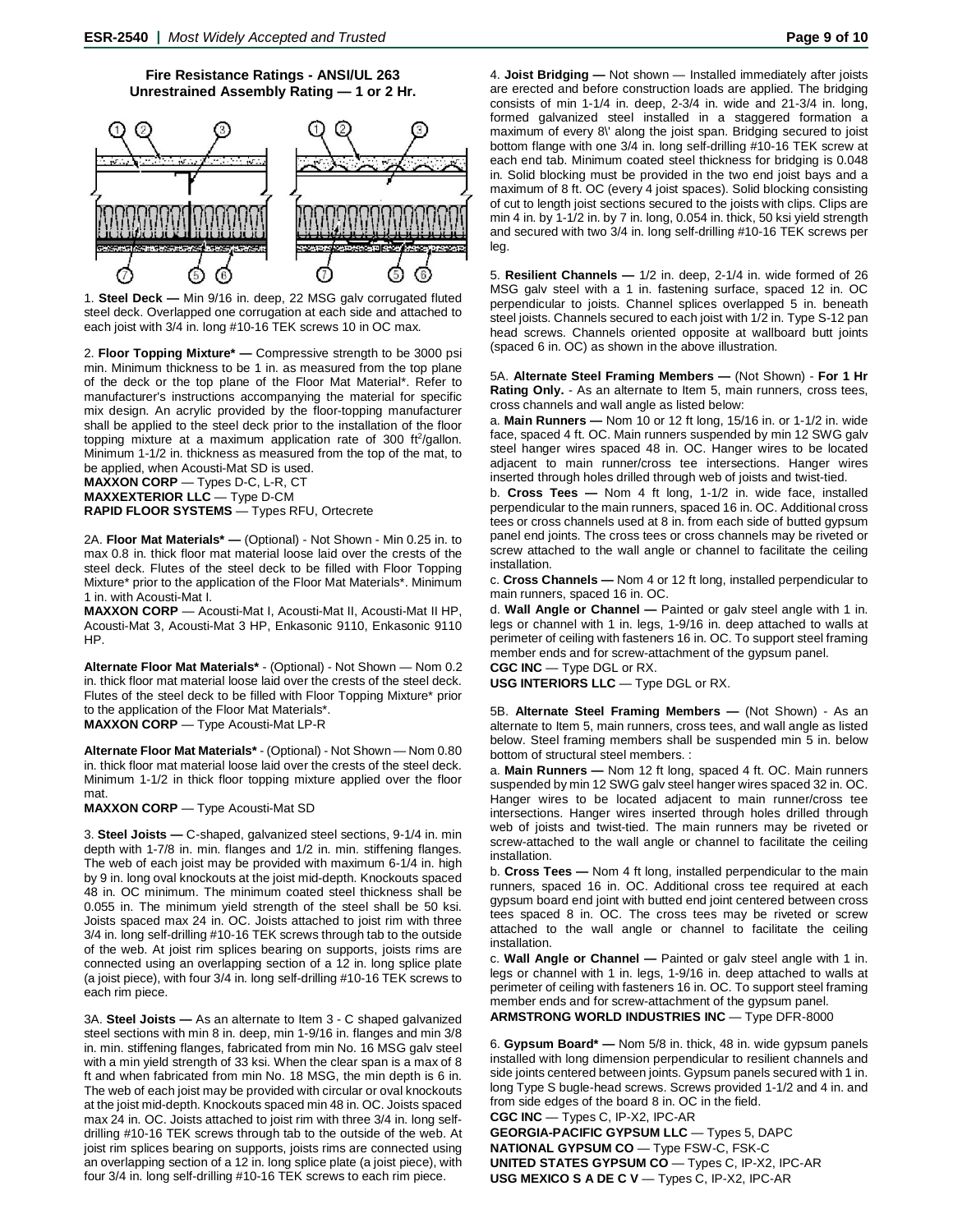**Fire Resistance Ratings - ANSI/UL 263**
**Unrestrained Assembly Rating — 1 or 2 Hr.**

1. **Steel Deck —** Min 9/16 in. deep, 22 MSG galv corrugated fluted steel deck. Overlapped one corrugation at each side and attached to each joist with 3/4 in. long #10-16 TEK screws 10 in OC max.

2. **Floor Topping Mixture\* —** Compressive strength to be 3000 psi min. Minimum thickness to be 1 in. as measured from the top plane of the deck or the top plane of the Floor Mat Material\*. Refer to manufacturer's instructions accompanying the material for specific mix design. An acrylic provided by the floor-topping manufacturer shall be applied to the steel deck prior to the installation of the floor topping mixture at a maximum application rate of 300 $ft^2$/gallon. Minimum 1-1/2 in. thickness as measured from the top of the mat, to be applied, when Acousti-Mat SD is used.
**MAXXON CORP** — Types D-C, L-R, CT
**MAXXEXTERIOR LLC** — Type D-CM
**RAPID FLOOR SYSTEMS** — Types RFU, Ortecrete

2A. **Floor Mat Materials\* —** (Optional) - Not Shown - Min 0.25 in. to max 0.8 in. thick floor mat material loose laid over the crests of the steel deck. Flutes of the steel deck to be filled with Floor Topping Mixture\* prior to the application of the Floor Mat Materials\*. Minimum 1 in. with Acousti-Mat I.
**MAXXON CORP** — Acousti-Mat I, Acousti-Mat II, Acousti-Mat II HP, Acousti-Mat 3, Acousti-Mat 3 HP, Enkasonic 9110, Enkasonic 9110 HP.

**Alternate Floor Mat Materials\*** - (Optional) - Not Shown — Nom 0.2 in. thick floor mat material loose laid over the crests of the steel deck. Flutes of the steel deck to be filled with Floor Topping Mixture\* prior to the application of the Floor Mat Materials\*.
**MAXXON CORP** — Type Acousti-Mat LP-R

**Alternate Floor Mat Materials\*** - (Optional) - Not Shown — Nom 0.80 in. thick floor mat material loose laid over the crests of the steel deck. Minimum 1-1/2 in thick floor topping mixture applied over the floor mat.
**MAXXON CORP** — Type Acousti-Mat SD

3. **Steel Joists —** C-shaped, galvanized steel sections, 9-1/4 in. min depth with 1-7/8 in. min. flanges and 1/2 in. min. stiffening flanges. The web of each joist may be provided with maximum 6-1/4 in. high by 9 in. long oval knockouts at the joist mid-depth. Knockouts spaced 48 in. OC minimum. The minimum coated steel thickness shall be 0.055 in. The minimum yield strength of the steel shall be 50 ksi. Joists spaced max 24 in. OC. Joists attached to joist rim with three 3/4 in. long self-drilling #10-16 TEK screws through tab to the outside of the web. At joist rim splices bearing on supports, joists rims are connected using an overlapping section of a 12 in. long splice plate (a joist piece), with four 3/4 in. long self-drilling #10-16 TEK screws to each rim piece.

3A. **Steel Joists —** As an alternate to Item 3 - C shaped galvanized steel sections with min 8 in. deep, min 1-9/16 in. flanges and min 3/8 in. min. stiffening flanges, fabricated from min No. 16 MSG galv steel with a min yield strength of 33 ksi. When the clear span is a max of 8 ft and when fabricated from min No. 18 MSG, the min depth is 6 in. The web of each joist may be provided with circular or oval knockouts at the joist mid-depth. Knockouts spaced min 48 in. OC. Joists spaced max 24 in. OC. Joists attached to joist rim with three 3/4 in. long self-drilling #10-16 TEK screws through tab to the outside of the web. At joist rim splices bearing on supports, joists rims are connected using an overlapping section of a 12 in. long splice plate (a joist piece), with four 3/4 in. long self-drilling #10-16 TEK screws to each rim piece.

4. **Joist Bridging —** Not shown — Installed immediately after joists are erected and before construction loads are applied. The bridging consists of min 1-1/4 in. deep, 2-3/4 in. wide and 21-3/4 in. long, formed galvanized steel installed in a staggered formation a maximum of every 8\' along the joist span. Bridging secured to joist bottom flange with one 3/4 in. long self-drilling #10-16 TEK screw at each end tab. Minimum coated steel thickness for bridging is 0.048 in. Solid blocking must be provided in the two end joist bays and a maximum of 8 ft. OC (every 4 joist spaces). Solid blocking consisting of cut to length joist sections secured to the joists with clips. Clips are min 4 in. by 1-1/2 in. by 7 in. long, 0.054 in. thick, 50 ksi yield strength and secured with two 3/4 in. long self-drilling #10-16 TEK screws per leg.

5. **Resilient Channels —** 1/2 in. deep, 2-1/4 in. wide formed of 26 MSG galv steel with a 1 in. fastening surface, spaced 12 in. OC perpendicular to joists. Channel splices overlapped 5 in. beneath steel joists. Channels secured to each joist with 1/2 in. Type S-12 pan head screws. Channels oriented opposite at wallboard butt joints (spaced 6 in. OC) as shown in the above illustration.

5A. **Alternate Steel Framing Members —** (Not Shown) - **For 1 Hr Rating Only.** - As an alternate to Item 5, main runners, cross tees, cross channels and wall angle as listed below:
a. **Main Runners —** Nom 10 or 12 ft long, 15/16 in. or 1-1/2 in. wide face, spaced 4 ft. OC. Main runners suspended by min 12 SWG galv steel hanger wires spaced 48 in. OC. Hanger wires to be located adjacent to main runner/cross tee intersections. Hanger wires inserted through holes drilled through web of joists and twist-tied.
b. **Cross Tees —** Nom 4 ft long, 1-1/2 in. wide face, installed perpendicular to the main runners, spaced 16 in. OC. Additional cross tees or cross channels used at 8 in. from each side of butted gypsum panel end joints. The cross tees or cross channels may be riveted or screw attached to the wall angle or channel to facilitate the ceiling installation.
c. **Cross Channels —** Nom 4 or 12 ft long, installed perpendicular to main runners, spaced 16 in. OC.
d. **Wall Angle or Channel —** Painted or galv steel angle with 1 in. legs or channel with 1 in. legs, 1-9/16 in. deep attached to walls at perimeter of ceiling with fasteners 16 in. OC. To support steel framing member ends and for screw-attachment of the gypsum panel.
**CGC INC** — Type DGL or RX.
**USG INTERIORS LLC** — Type DGL or RX.

5B. **Alternate Steel Framing Members —** (Not Shown) - As an alternate to Item 5, main runners, cross tees, and wall angle as listed below. Steel framing members shall be suspended min 5 in. below bottom of structural steel members. :
a. **Main Runners —** Nom 12 ft long, spaced 4 ft. OC. Main runners suspended by min 12 SWG galv steel hanger wires spaced 32 in. OC. Hanger wires to be located adjacent to main runner/cross tee intersections. Hanger wires inserted through holes drilled through web of joists and twist-tied. The main runners may be riveted or screw-attached to the wall angle or channel to facilitate the ceiling installation.
b. **Cross Tees —** Nom 4 ft long, installed perpendicular to the main runners, spaced 16 in. OC. Additional cross tee required at each gypsum board end joint with butted end joint centered between cross tees spaced 8 in. OC. The cross tees may be riveted or screw attached to the wall angle or channel to facilitate the ceiling installation.
c. **Wall Angle or Channel —** Painted or galv steel angle with 1 in. legs or channel with 1 in. legs, 1-9/16 in. deep attached to walls at perimeter of ceiling with fasteners 16 in. OC. To support steel framing member ends and for screw-attachment of the gypsum panel.
**ARMSTRONG WORLD INDUSTRIES INC** — Type DFR-8000

6. **Gypsum Board\* —** Nom 5/8 in. thick, 48 in. wide gypsum panels installed with long dimension perpendicular to resilient channels and side joints centered between joints. Gypsum panels secured with 1 in. long Type S bugle-head screws. Screws provided 1-1/2 and 4 in. and from side edges of the board 8 in. OC in the field.
**CGC INC** — Types C, IP-X2, IPC-AR
**GEORGIA-PACIFIC GYPSUM LLC** — Types 5, DAPC
**NATIONAL GYPSUM CO** — Type FSW-C, FSK-C
**UNITED STATES GYPSUM CO** — Types C, IP-X2, IPC-AR
**USG MEXICO S A DE C V** — Types C, IP-X2, IPC-AR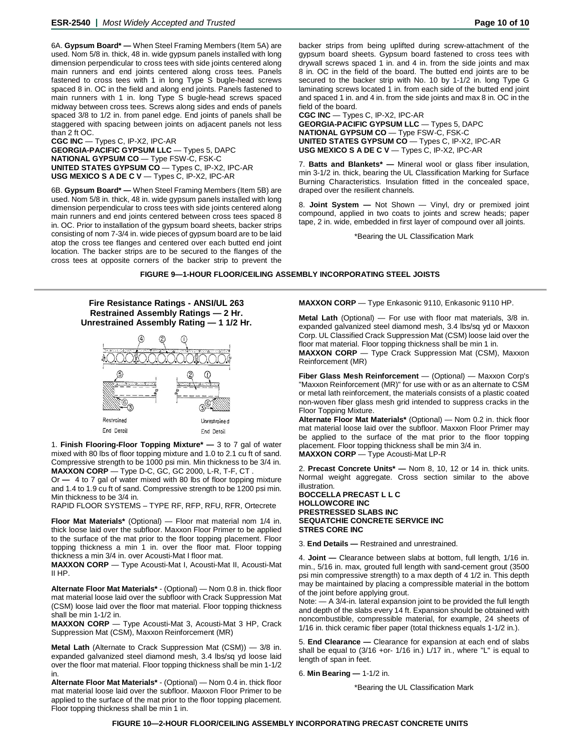6A. **Gypsum Board\* —** When Steel Framing Members (Item 5A) are used. Nom 5/8 in. thick, 48 in. wide gypsum panels installed with long dimension perpendicular to cross tees with side joints centered along main runners and end joints centered along cross tees. Panels fastened to cross tees with 1 in long Type S bugle-head screws spaced 8 in. OC in the field and along end joints. Panels fastened to main runners with 1 in. long Type S bugle-head screws spaced midway between cross tees. Screws along sides and ends of panels spaced 3/8 to 1/2 in. from panel edge. End joints of panels shall be staggered with spacing between joints on adjacent panels not less than 2 ft OC.

**CGC INC** — Types C, IP-X2, IPC-AR
**GEORGIA-PACIFIC GYPSUM LLC** — Types 5, DAPC
**NATIONAL GYPSUM CO** — Type FSW-C, FSK-C
**UNITED STATES GYPSUM CO** — Types C, IP-X2, IPC-AR
**USG MEXICO S A DE C V** — Types C, IP-X2, IPC-AR

6B. **Gypsum Board\* —** When Steel Framing Members (Item 5B) are used. Nom 5/8 in. thick, 48 in. wide gypsum panels installed with long dimension perpendicular to cross tees with side joints centered along main runners and end joints centered between cross tees spaced 8 in. OC. Prior to installation of the gypsum board sheets, backer strips consisting of nom 7-3/4 in. wide pieces of gypsum board are to be laid atop the cross tee flanges and centered over each butted end joint location. The backer strips are to be secured to the flanges of the cross tees at opposite corners of the backer strip to prevent the backer strips from being uplifted during screw-attachment of the gypsum board sheets. Gypsum board fastened to cross tees with drywall screws spaced 1 in. and 4 in. from the side joints and max 8 in. OC in the field of the board. The butted end joints are to be secured to the backer strip with No. 10 by 1-1/2 in. long Type G laminating screws located 1 in. from each side of the butted end joint and spaced 1 in. and 4 in. from the side joints and max 8 in. OC in the field of the board.

**CGC INC** — Types C, IP-X2, IPC-AR
**GEORGIA-PACIFIC GYPSUM LLC** — Types 5, DAPC
**NATIONAL GYPSUM CO** — Type FSW-C, FSK-C
**UNITED STATES GYPSUM CO** — Types C, IP-X2, IPC-AR
**USG MEXICO S A DE C V** — Types C, IP-X2, IPC-AR

7. **Batts and Blankets\* —** Mineral wool or glass fiber insulation, min 3-1/2 in. thick, bearing the UL Classification Marking for Surface Burning Characteristics. Insulation fitted in the concealed space, draped over the resilient channels.

8. **Joint System —** Not Shown — Vinyl, dry or premixed joint compound, applied in two coats to joints and screw heads; paper tape, 2 in. wide, embedded in first layer of compound over all joints.

\*Bearing the UL Classification Mark

**FIGURE 9—1-HOUR FLOOR/CEILING ASSEMBLY INCORPORATING STEEL JOISTS**

---

**Fire Resistance Ratings - ANSI/UL 263**
**Restrained Assembly Ratings — 2 Hr.**
**Unrestrained Assembly Rating — 1 1/2 Hr.**

Restrained End Detail

Unrestrained End Detail

1. **Finish Flooring-Floor Topping Mixture\* —** 3 to 7 gal of water mixed with 80 lbs of floor topping mixture and 1.0 to 2.1 cu ft of sand. Compressive strength to be 1000 psi min. Min thickness to be 3/4 in.
**MAXXON CORP** — Type D-C, GC, GC 2000, L-R, T-F, CT .
Or — 4 to 7 gal of water mixed with 80 lbs of floor topping mixture and 1.4 to 1.9 cu ft of sand. Compressive strength to be 1200 psi min. Min thickness to be 3/4 in.
RAPID FLOOR SYSTEMS – TYPE RF, RFP, RFU, RFR, Ortecrete

**Floor Mat Materials\*** (Optional) — Floor mat material nom 1/4 in. thick loose laid over the subfloor. Maxxon Floor Primer to be applied to the surface of the mat prior to the floor topping placement. Floor topping thickness a min 1 in. over the floor mat. Floor topping thickness a min 3/4 in. over Acousti-Mat I floor mat.
**MAXXON CORP** — Type Acousti-Mat I, Acousti-Mat II, Acousti-Mat II HP.

**Alternate Floor Mat Materials\*** - (Optional) — Nom 0.8 in. thick floor mat material loose laid over the subfloor with Crack Suppression Mat (CSM) loose laid over the floor mat material. Floor topping thickness shall be min 1-1/2 in.
**MAXXON CORP** — Type Acousti-Mat 3, Acousti-Mat 3 HP, Crack Suppression Mat (CSM), Maxxon Reinforcement (MR)

**Metal Lath** (Alternate to Crack Suppression Mat (CSM)) — 3/8 in. expanded galvanized steel diamond mesh, 3.4 lbs/sq yd loose laid over the floor mat material. Floor topping thickness shall be min 1-1/2 in.
**Alternate Floor Mat Materials\*** - (Optional) — Nom 0.4 in. thick floor mat material loose laid over the subfloor. Maxxon Floor Primer to be applied to the surface of the mat prior to the floor topping placement. Floor topping thickness shall be min 1 in.
**MAXXON CORP** — Type Enkasonic 9110, Enkasonic 9110 HP.

**Metal Lath** (Optional) — For use with floor mat materials, 3/8 in. expanded galvanized steel diamond mesh, 3.4 lbs/sq yd or Maxxon Corp. UL Classified Crack Suppression Mat (CSM) loose laid over the floor mat material. Floor topping thickness shall be min 1 in.
**MAXXON CORP** — Type Crack Suppression Mat (CSM), Maxxon Reinforcement (MR)

**Fiber Glass Mesh Reinforcement** — (Optional) — Maxxon Corp's "Maxxon Reinforcement (MR)" for use with or as an alternate to CSM or metal lath reinforcement, the materials consists of a plastic coated non-woven fiber glass mesh grid intended to suppress cracks in the Floor Topping Mixture.
**Alternate Floor Mat Materials\*** (Optional) — Nom 0.2 in. thick floor mat material loose laid over the subfloor. Maxxon Floor Primer may be applied to the surface of the mat prior to the floor topping placement. Floor topping thickness shall be min 3/4 in.
**MAXXON CORP** — Type Acousti-Mat LP-R

2. **Precast Concrete Units\* —** Nom 8, 10, 12 or 14 in. thick units. Normal weight aggregate. Cross section similar to the above illustration.
**BOCCELLA PRECAST L L C**
**HOLLOWCORE INC**
**PRESTRESSED SLABS INC**
**SEQUATCHIE CONCRETE SERVICE INC**
**STRES CORE INC**

3. **End Details —** Restrained and unrestrained.

4. **Joint —** Clearance between slabs at bottom, full length, 1/16 in. min., 5/16 in. max, grouted full length with sand-cement grout (3500 psi min compressive strength) to a max depth of 4 1/2 in. This depth may be maintained by placing a compressible material in the bottom of the joint before applying grout.
Note: — A 3/4-in. lateral expansion joint to be provided the full length and depth of the slabs every 14 ft. Expansion should be obtained with noncombustible, compressible material, for example, 24 sheets of 1/16 in. thick ceramic fiber paper (total thickness equals 1-1/2 in.).

5. **End Clearance —** Clearance for expansion at each end of slabs shall be equal to (3/16 +or- 1/16 in.) L/17 in., where "L" is equal to length of span in feet.

6. **Min Bearing —** 1-1/2 in.

\*Bearing the UL Classification Mark

**FIGURE 10—2-HOUR FLOOR/CEILING ASSEMBLY INCORPORATING PRECAST CONCRETE UNITS**